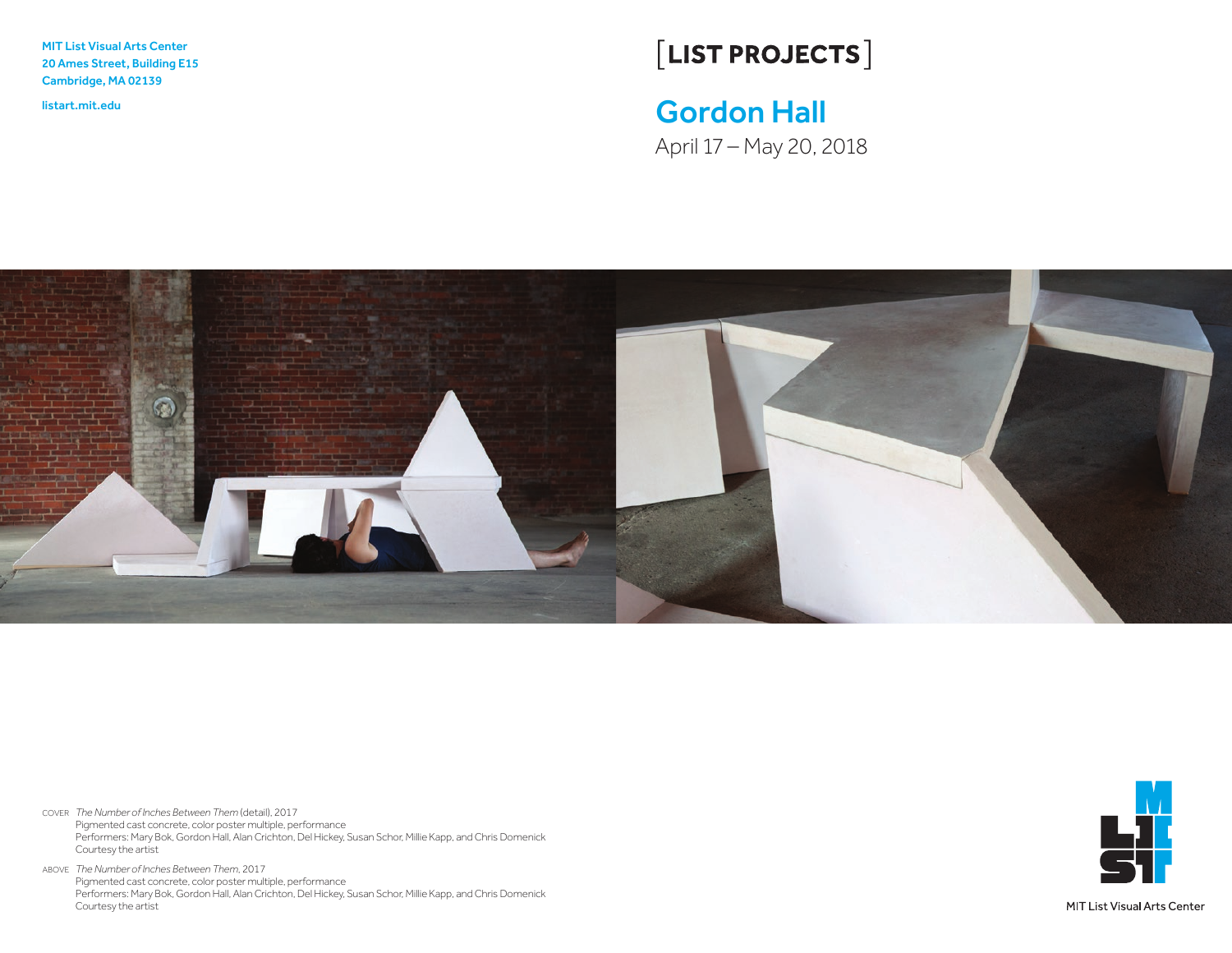MIT List Visual Arts Center
20 Ames Street, Building E15
Cambridge, MA 02139

listart.mit.edu

[LIST PROJECTS]

# Gordon Hall

April 17 – May 20, 2018

COVER *The Number of Inches Between Them* (detail), 2017
Pigmented cast concrete, color poster multiple, performance
Performers: Mary Bok, Gordon Hall, Alan Crichton, Del Hickey, Susan Schor, Millie Kapp, and Chris Domenick
Courtesy the artist

ABOVE *The Number of Inches Between Them*, 2017
Pigmented cast concrete, color poster multiple, performance
Performers: Mary Bok, Gordon Hall, Alan Crichton, Del Hickey, Susan Schor, Millie Kapp, and Chris Domenick
Courtesy the artist

MIT List Visual Arts Center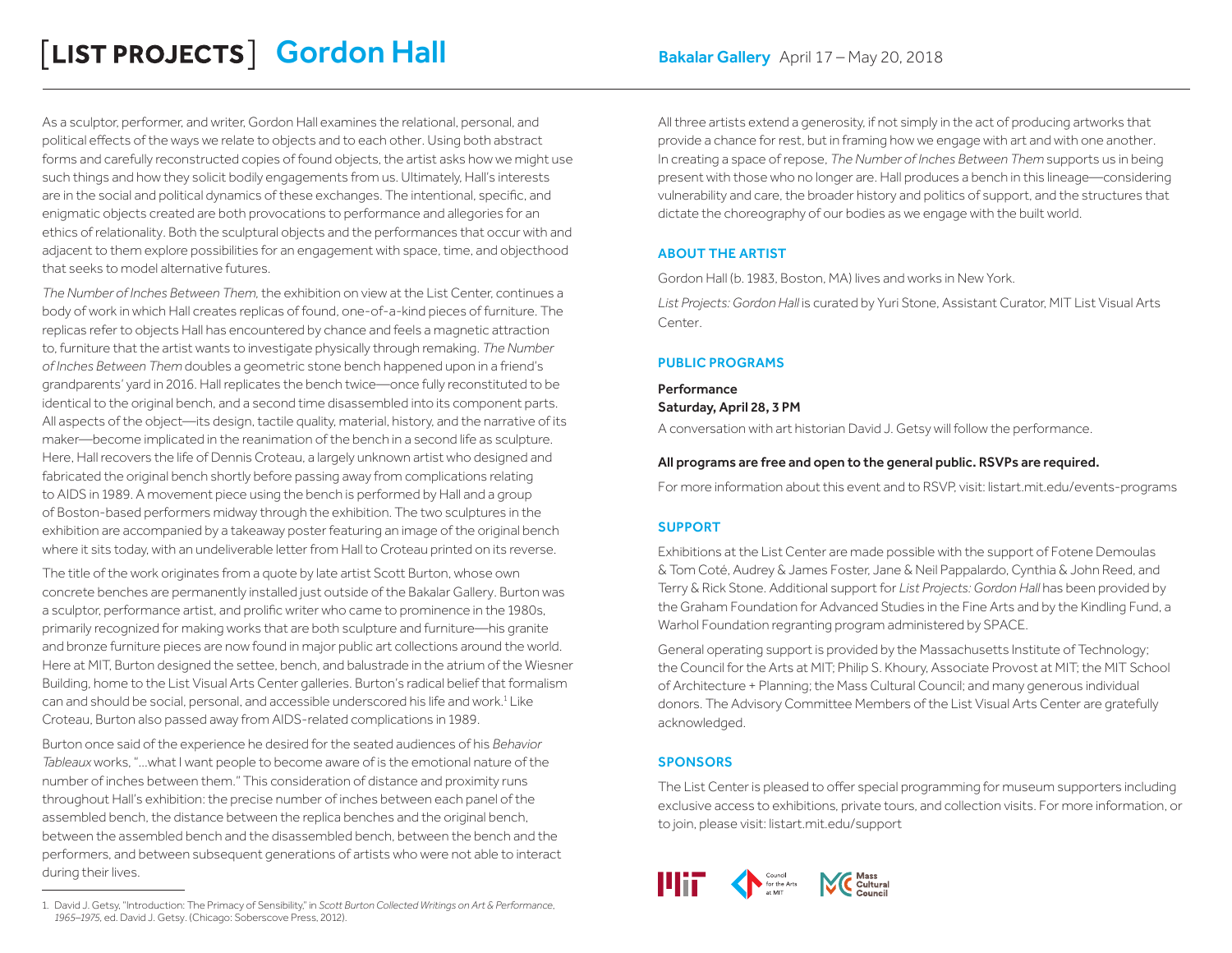# [LIST PROJECTS] Gordon Hall

**Bakalar Gallery** April 17 – May 20, 2018

As a sculptor, performer, and writer, Gordon Hall examines the relational, personal, and political effects of the ways we relate to objects and to each other. Using both abstract forms and carefully reconstructed copies of found objects, the artist asks how we might use such things and how they solicit bodily engagements from us. Ultimately, Hall's interests are in the social and political dynamics of these exchanges. The intentional, specific, and enigmatic objects created are both provocations to performance and allegories for an ethics of relationality. Both the sculptural objects and the performances that occur with and adjacent to them explore possibilities for an engagement with space, time, and objecthood that seeks to model alternative futures.

*The Number of Inches Between Them*, the exhibition on view at the List Center, continues a body of work in which Hall creates replicas of found, one-of-a-kind pieces of furniture. The replicas refer to objects Hall has encountered by chance and feels a magnetic attraction to, furniture that the artist wants to investigate physically through remaking. *The Number of Inches Between Them* doubles a geometric stone bench happened upon in a friend's grandparents' yard in 2016. Hall replicates the bench twice—once fully reconstituted to be identical to the original bench, and a second time disassembled into its component parts. All aspects of the object—its design, tactile quality, material, history, and the narrative of its maker—become implicated in the reanimation of the bench in a second life as sculpture. Here, Hall recovers the life of Dennis Croteau, a largely unknown artist who designed and fabricated the original bench shortly before passing away from complications relating to AIDS in 1989. A movement piece using the bench is performed by Hall and a group of Boston-based performers midway through the exhibition. The two sculptures in the exhibition are accompanied by a takeaway poster featuring an image of the original bench where it sits today, with an undeliverable letter from Hall to Croteau printed on its reverse.

The title of the work originates from a quote by late artist Scott Burton, whose own concrete benches are permanently installed just outside of the Bakalar Gallery. Burton was a sculptor, performance artist, and prolific writer who came to prominence in the 1980s, primarily recognized for making works that are both sculpture and furniture—his granite and bronze furniture pieces are now found in major public art collections around the world. Here at MIT, Burton designed the settee, bench, and balustrade in the atrium of the Wiesner Building, home to the List Visual Arts Center galleries. Burton's radical belief that formalism can and should be social, personal, and accessible underscored his life and work.[1] Like Croteau, Burton also passed away from AIDS-related complications in 1989.

Burton once said of the experience he desired for the seated audiences of his *Behavior Tableaux* works, "...what I want people to become aware of is the emotional nature of the number of inches between them." This consideration of distance and proximity runs throughout Hall's exhibition: the precise number of inches between each panel of the assembled bench, the distance between the replica benches and the original bench, between the assembled bench and the disassembled bench, between the bench and the performers, and between subsequent generations of artists who were not able to interact during their lives.

All three artists extend a generosity, if not simply in the act of producing artworks that provide a chance for rest, but in framing how we engage with art and with one another. In creating a space of repose, *The Number of Inches Between Them* supports us in being present with those who no longer are. Hall produces a bench in this lineage—considering vulnerability and care, the broader history and politics of support, and the structures that dictate the choreography of our bodies as we engage with the built world.

## ABOUT THE ARTIST

Gordon Hall (b. 1983, Boston, MA) lives and works in New York.

*List Projects: Gordon Hall* is curated by Yuri Stone, Assistant Curator, MIT List Visual Arts Center.

## PUBLIC PROGRAMS

**Performance**
**Saturday, April 28, 3 PM**

A conversation with art historian David J. Getsy will follow the performance.

**All programs are free and open to the general public. RSVPs are required.**

For more information about this event and to RSVP, visit: listart.mit.edu/events-programs

## SUPPORT

Exhibitions at the List Center are made possible with the support of Fotene Demoulas & Tom Coté, Audrey & James Foster, Jane & Neil Pappalardo, Cynthia & John Reed, and Terry & Rick Stone. Additional support for *List Projects: Gordon Hall* has been provided by the Graham Foundation for Advanced Studies in the Fine Arts and by the Kindling Fund, a Warhol Foundation regranting program administered by SPACE.

General operating support is provided by the Massachusetts Institute of Technology; the Council for the Arts at MIT; Philip S. Khoury, Associate Provost at MIT; the MIT School of Architecture + Planning; the Mass Cultural Council; and many generous individual donors. The Advisory Committee Members of the List Visual Arts Center are gratefully acknowledged.

## SPONSORS

The List Center is pleased to offer special programming for museum supporters including exclusive access to exhibitions, private tours, and collection visits. For more information, or to join, please visit: listart.mit.edu/support

Council for the Arts at MIT

Mass Cultural Council

1. David J. Getsy, "Introduction: The Primacy of Sensibility," in *Scott Burton Collected Writings on Art & Performance, 1965–1975*, ed. David J. Getsy. (Chicago: Soberscove Press, 2012).